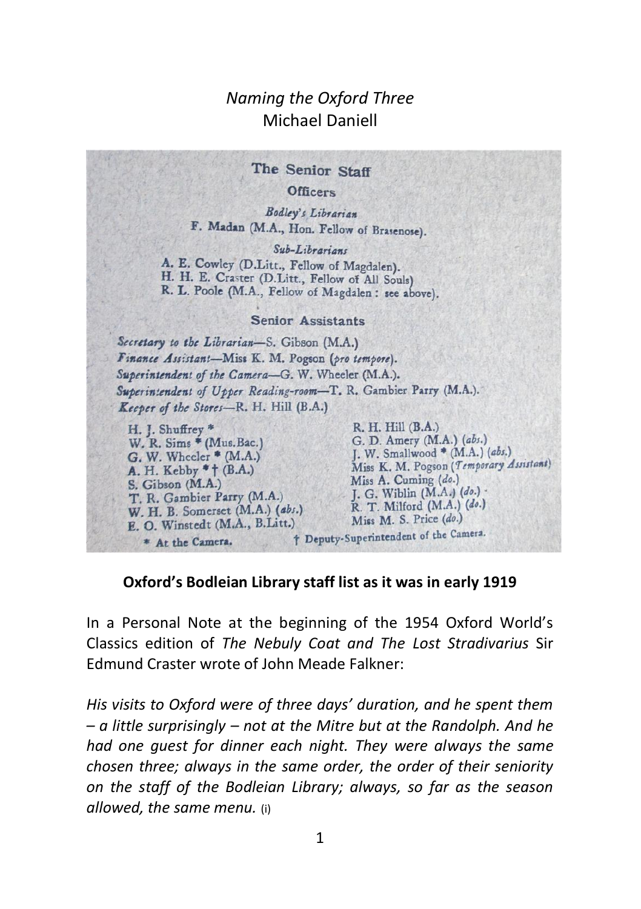*Naming the Oxford Three*
Michael Daniell

## The Senior Staff

### Officers

*Bodley's Librarian*
F. Madan (M.A., Hon. Fellow of Brasenose).

*Sub-Librarians*
A. E. Cowley (D.Litt., Fellow of Magdalen).
H. H. E. Craster (D.Litt., Fellow of All Souls)
R. L. Poole (M.A., Fellow of Magdalen : see above).

### Senior Assistants

*Secretary to the Librarian*—S. Gibson (M.A.)
*Finance Assistant*—Miss K. M. Pogson (*pro tempore*).
*Superintendent of the Camera*—G. W. Wheeler (M.A.).
*Superintendent of Upper Reading-room*—T. R. Gambier Parry (M.A.).
*Keeper of the Stores*—R. H. Hill (B.A.)

| | |
|---|---|
| H. J. Shuffrey * | R. H. Hill (B.A.) |
| W. R. Sims * (Mus.Bac.) | G. D. Amery (M.A.) (*abs.*) |
| G. W. Wheeler * (M.A.) | J. W. Smallwood * (M.A.) (*abs.*) |
| A. H. Kebby * † (B.A.) | Miss K. M. Pogson (*Temporary Assistant*) |
| S. Gibson (M.A.) | Miss A. Cuming (*do.*) |
| T. R. Gambier Parry (M.A.) | J. G. Wiblin (M.A.) (*do.*) |
| W. H. B. Somerset (M.A.) (*abs.*) | R. T. Milford (M.A.) (*do.*) |
| E. O. Winstedt (M.A., B.Litt.) | Miss M. S. Price (*do.*) |

\* At the Camera. † Deputy-Superintendent of the Camera.

**Oxford's Bodleian Library staff list as it was in early 1919**

In a Personal Note at the beginning of the 1954 Oxford World's Classics edition of *The Nebuly Coat and The Lost Stradivarius* Sir Edmund Craster wrote of John Meade Falkner:

*His visits to Oxford were of three days' duration, and he spent them – a little surprisingly – not at the Mitre but at the Randolph. And he had one guest for dinner each night. They were always the same chosen three; always in the same order, the order of their seniority on the staff of the Bodleian Library; always, so far as the season allowed, the same menu.* (i)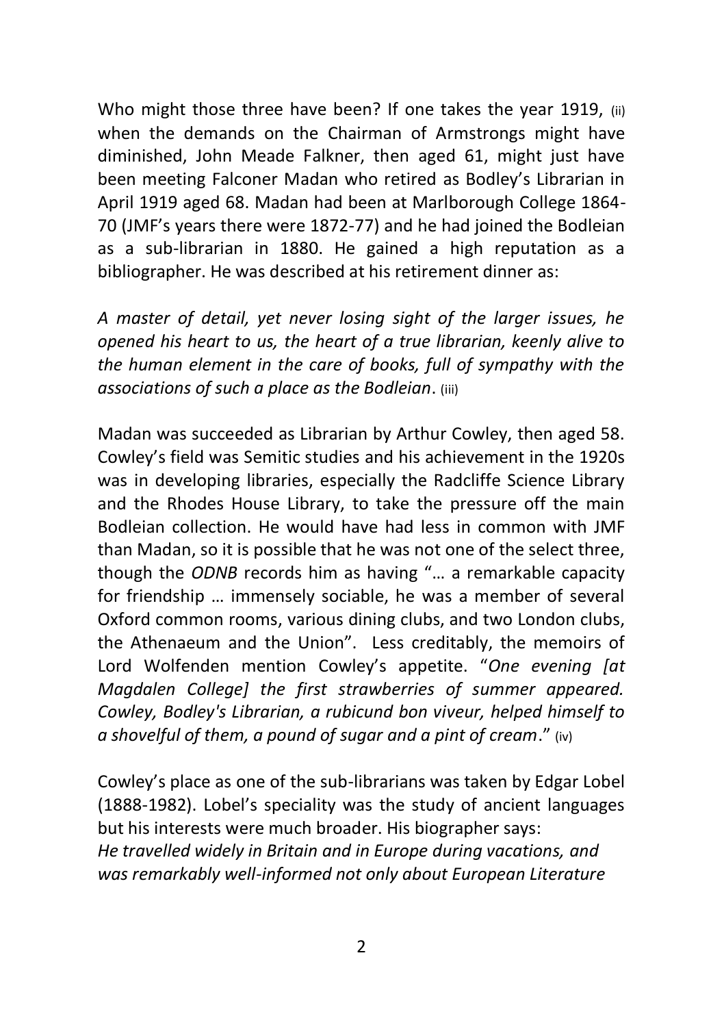Who might those three have been? If one takes the year 1919, (ii) when the demands on the Chairman of Armstrongs might have diminished, John Meade Falkner, then aged 61, might just have been meeting Falconer Madan who retired as Bodley's Librarian in April 1919 aged 68. Madan had been at Marlborough College 1864-70 (JMF's years there were 1872-77) and he had joined the Bodleian as a sub-librarian in 1880. He gained a high reputation as a bibliographer. He was described at his retirement dinner as:

*A master of detail, yet never losing sight of the larger issues, he opened his heart to us, the heart of a true librarian, keenly alive to the human element in the care of books, full of sympathy with the associations of such a place as the Bodleian*. (iii)

Madan was succeeded as Librarian by Arthur Cowley, then aged 58. Cowley's field was Semitic studies and his achievement in the 1920s was in developing libraries, especially the Radcliffe Science Library and the Rhodes House Library, to take the pressure off the main Bodleian collection. He would have had less in common with JMF than Madan, so it is possible that he was not one of the select three, though the *ODNB* records him as having "… a remarkable capacity for friendship … immensely sociable, he was a member of several Oxford common rooms, various dining clubs, and two London clubs, the Athenaeum and the Union". Less creditably, the memoirs of Lord Wolfenden mention Cowley's appetite. "*One evening [at Magdalen College] the first strawberries of summer appeared. Cowley, Bodley's Librarian, a rubicund bon viveur, helped himself to a shovelful of them, a pound of sugar and a pint of cream*." (iv)

Cowley's place as one of the sub-librarians was taken by Edgar Lobel (1888-1982). Lobel's speciality was the study of ancient languages but his interests were much broader. His biographer says:
*He travelled widely in Britain and in Europe during vacations, and was remarkably well-informed not only about European Literature*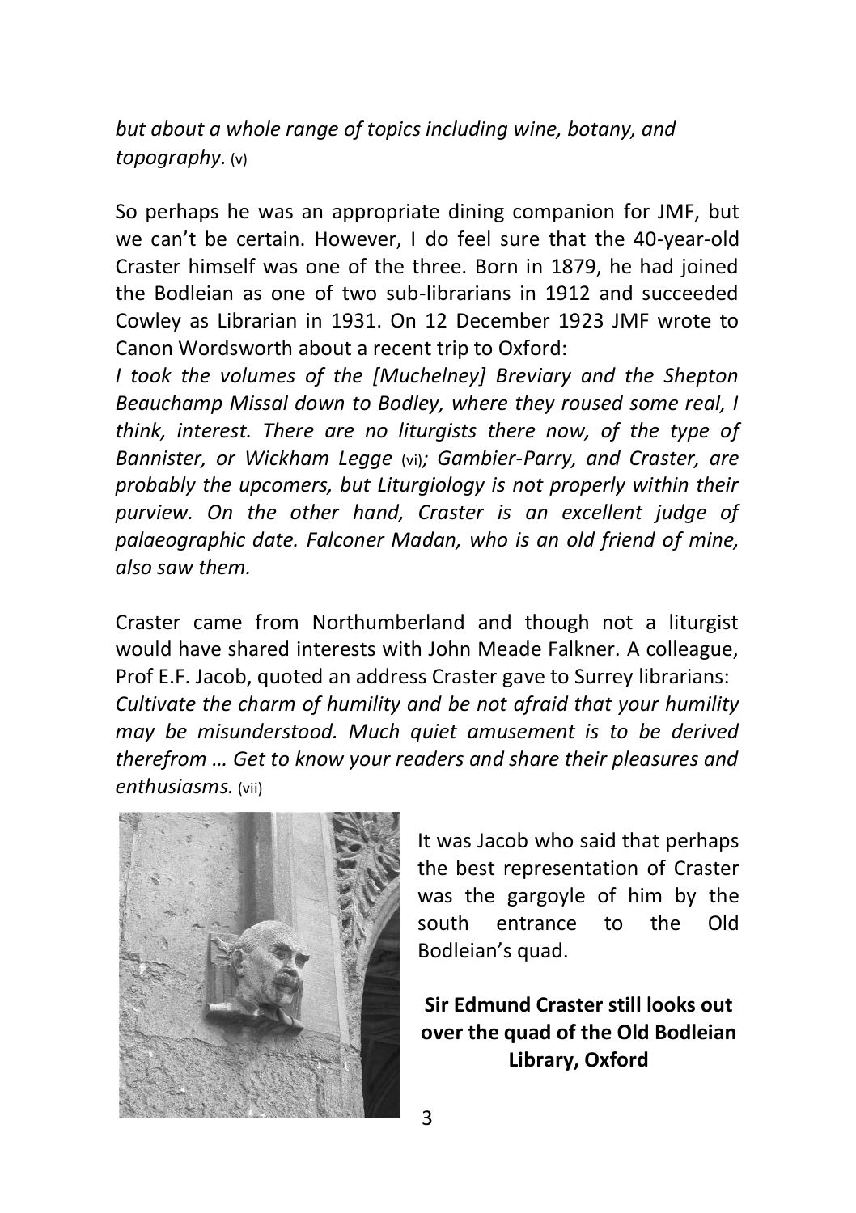*but about a whole range of topics including wine, botany, and topography.* (v)

So perhaps he was an appropriate dining companion for JMF, but we can't be certain. However, I do feel sure that the 40-year-old Craster himself was one of the three. Born in 1879, he had joined the Bodleian as one of two sub-librarians in 1912 and succeeded Cowley as Librarian in 1931. On 12 December 1923 JMF wrote to Canon Wordsworth about a recent trip to Oxford:

*I took the volumes of the [Muchelney] Breviary and the Shepton Beauchamp Missal down to Bodley, where they roused some real, I think, interest. There are no liturgists there now, of the type of Bannister, or Wickham Legge* (vi)*; Gambier-Parry, and Craster, are probably the upcomers, but Liturgiology is not properly within their purview. On the other hand, Craster is an excellent judge of palaeographic date. Falconer Madan, who is an old friend of mine, also saw them.*

Craster came from Northumberland and though not a liturgist would have shared interests with John Meade Falkner. A colleague, Prof E.F. Jacob, quoted an address Craster gave to Surrey librarians:

*Cultivate the charm of humility and be not afraid that your humility may be misunderstood. Much quiet amusement is to be derived therefrom … Get to know your readers and share their pleasures and enthusiasms.* (vii)

It was Jacob who said that perhaps the best representation of Craster was the gargoyle of him by the south entrance to the Old Bodleian's quad.

**Sir Edmund Craster still looks out over the quad of the Old Bodleian Library, Oxford**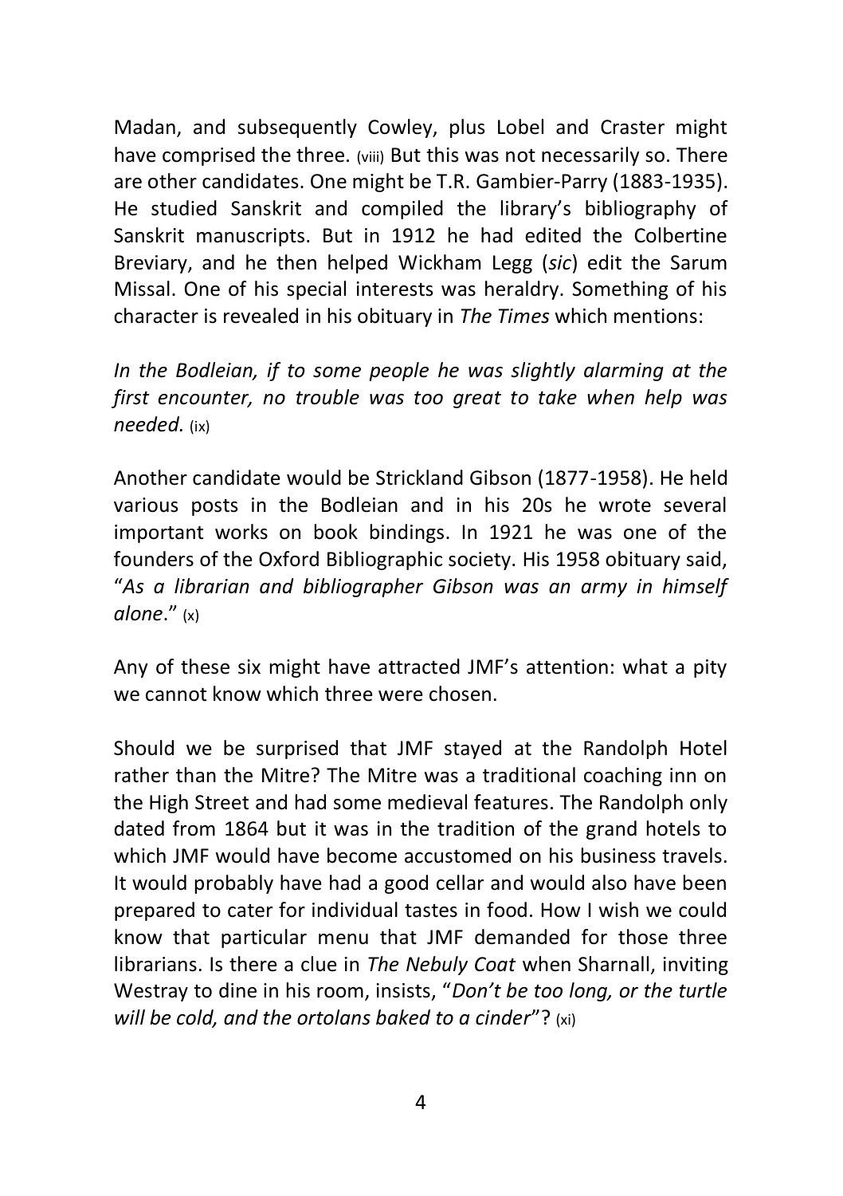Madan, and subsequently Cowley, plus Lobel and Craster might have comprised the three. (viii) But this was not necessarily so. There are other candidates. One might be T.R. Gambier-Parry (1883-1935). He studied Sanskrit and compiled the library's bibliography of Sanskrit manuscripts. But in 1912 he had edited the Colbertine Breviary, and he then helped Wickham Legg (*sic*) edit the Sarum Missal. One of his special interests was heraldry. Something of his character is revealed in his obituary in *The Times* which mentions:

*In the Bodleian, if to some people he was slightly alarming at the first encounter, no trouble was too great to take when help was needed.* (ix)

Another candidate would be Strickland Gibson (1877-1958). He held various posts in the Bodleian and in his 20s he wrote several important works on book bindings. In 1921 he was one of the founders of the Oxford Bibliographic society. His 1958 obituary said, "*As a librarian and bibliographer Gibson was an army in himself alone*." (x)

Any of these six might have attracted JMF's attention: what a pity we cannot know which three were chosen.

Should we be surprised that JMF stayed at the Randolph Hotel rather than the Mitre? The Mitre was a traditional coaching inn on the High Street and had some medieval features. The Randolph only dated from 1864 but it was in the tradition of the grand hotels to which JMF would have become accustomed on his business travels. It would probably have had a good cellar and would also have been prepared to cater for individual tastes in food. How I wish we could know that particular menu that JMF demanded for those three librarians. Is there a clue in *The Nebuly Coat* when Sharnall, inviting Westray to dine in his room, insists, "*Don't be too long, or the turtle will be cold, and the ortolans baked to a cinder*"? (xi)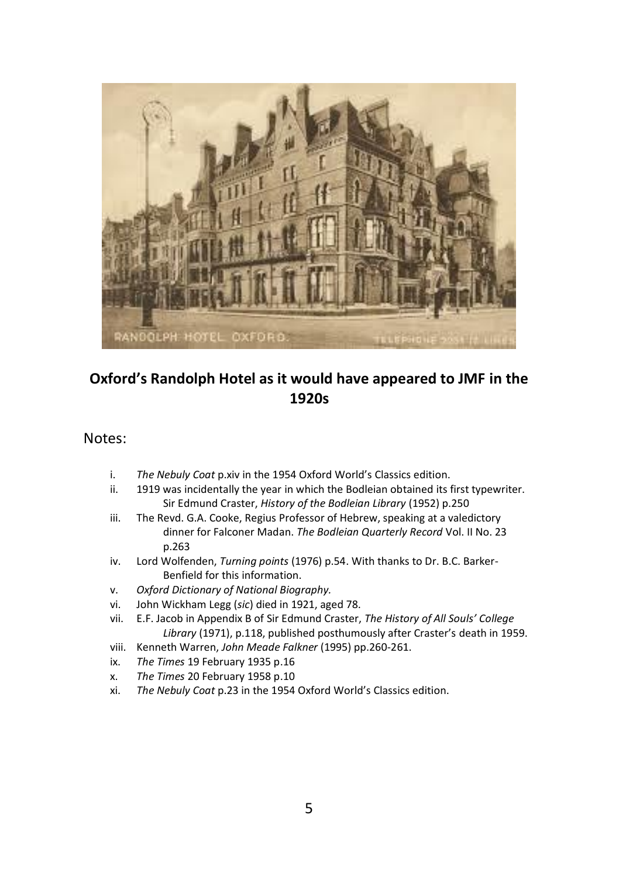**Oxford's Randolph Hotel as it would have appeared to JMF in the 1920s**

Notes:

i. *The Nebuly Coat* p.xiv in the 1954 Oxford World's Classics edition.
ii. 1919 was incidentally the year in which the Bodleian obtained its first typewriter. Sir Edmund Craster, *History of the Bodleian Library* (1952) p.250
iii. The Revd. G.A. Cooke, Regius Professor of Hebrew, speaking at a valedictory dinner for Falconer Madan. *The Bodleian Quarterly Record* Vol. II No. 23 p.263
iv. Lord Wolfenden, *Turning points* (1976) p.54. With thanks to Dr. B.C. Barker-Benfield for this information.
v. *Oxford Dictionary of National Biography.*
vi. John Wickham Legg (*sic*) died in 1921, aged 78.
vii. E.F. Jacob in Appendix B of Sir Edmund Craster, *The History of All Souls' College Library* (1971), p.118, published posthumously after Craster's death in 1959.
viii. Kenneth Warren, *John Meade Falkner* (1995) pp.260-261.
ix. *The Times* 19 February 1935 p.16
x. *The Times* 20 February 1958 p.10
xi. *The Nebuly Coat* p.23 in the 1954 Oxford World's Classics edition.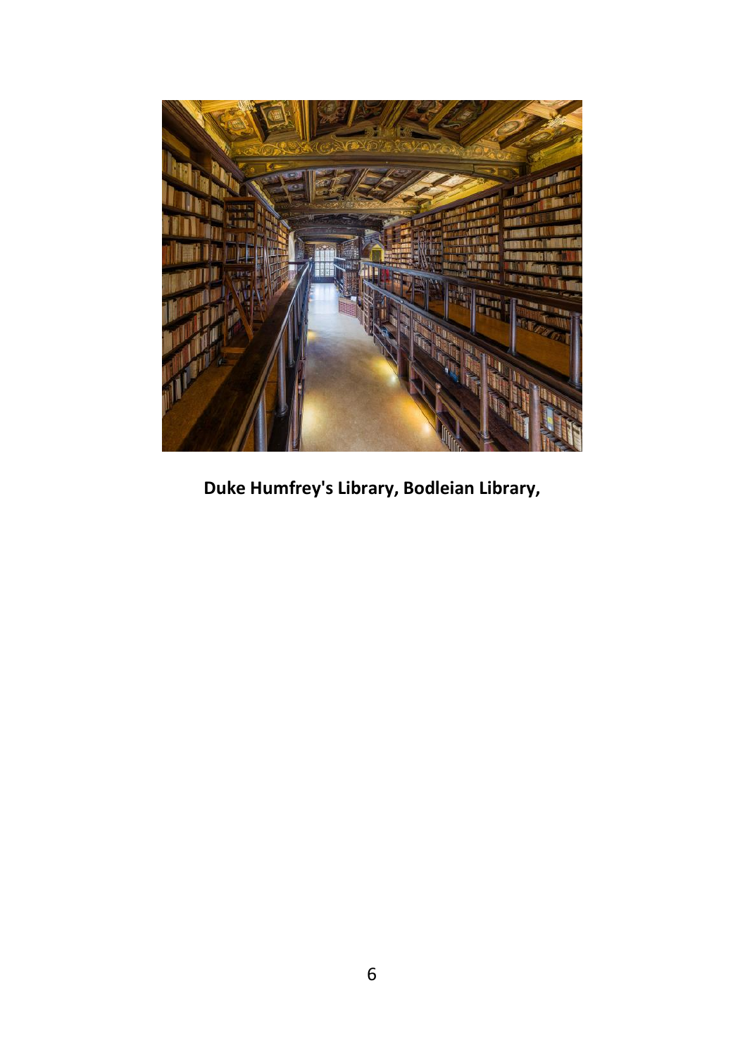**Duke Humfrey's Library, Bodleian Library,**